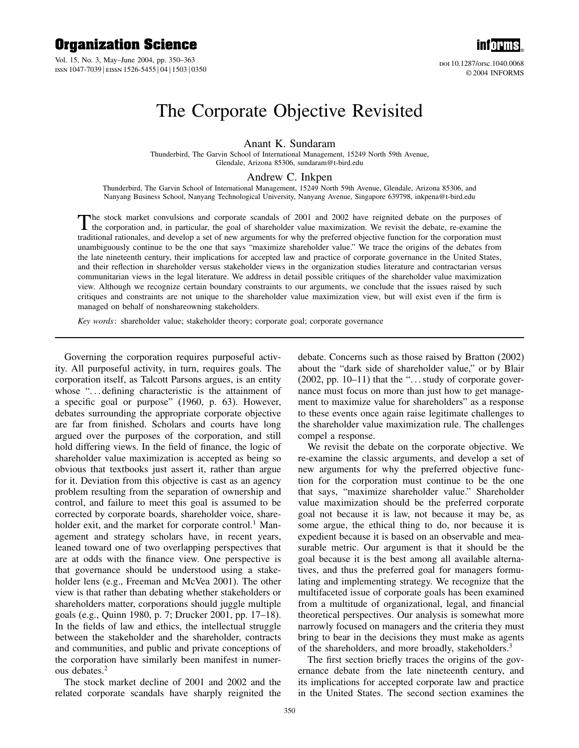# The Corporate Objective Revisited

**Anant K. Sundaram**

Thunderbird, The Garvin School of International Management, 15249 North 59th Avenue, Glendale, Arizona 85306, sundaram@t-bird.edu

**Andrew C. Inkpen**

Thunderbird, The Garvin School of International Management, 15249 North 59th Avenue, Glendale, Arizona 85306, and Nanyang Business School, Nanyang Technological University, Nanyang Avenue, Singapore 639798, inkpena@t-bird.edu

The stock market convulsions and corporate scandals of 2001 and 2002 have reignited debate on the purposes of the corporation and, in particular, the goal of shareholder value maximization. We revisit the debate, re-examine the traditional rationales, and develop a set of new arguments for why the preferred objective function for the corporation must unambiguously continue to be the one that says "maximize shareholder value." We trace the origins of the debates from the late nineteenth century, their implications for accepted law and practice of corporate governance in the United States, and their reflection in shareholder versus stakeholder views in the organization studies literature and contractarian versus communitarian views in the legal literature. We address in detail possible critiques of the shareholder value maximization view. Although we recognize certain boundary constraints to our arguments, we conclude that the issues raised by such critiques and constraints are not unique to the shareholder value maximization view, but will exist even if the firm is managed on behalf of nonshareowning stakeholders.

*Key words*: shareholder value; stakeholder theory; corporate goal; corporate governance

---

Governing the corporation requires purposeful activity. All purposeful activity, in turn, requires goals. The corporation itself, as Talcott Parsons argues, is an entity whose "... defining characteristic is the attainment of a specific goal or purpose" (1960, p. 63). However, debates surrounding the appropriate corporate objective are far from finished. Scholars and courts have long argued over the purposes of the corporation, and still hold differing views. In the field of finance, the logic of shareholder value maximization is accepted as being so obvious that textbooks just assert it, rather than argue for it. Deviation from this objective is cast as an agency problem resulting from the separation of ownership and control, and failure to meet this goal is assumed to be corrected by corporate boards, shareholder voice, shareholder exit, and the market for corporate control.[1] Management and strategy scholars have, in recent years, leaned toward one of two overlapping perspectives that are at odds with the finance view. One perspective is that governance should be understood using a stakeholder lens (e.g., Freeman and McVea 2001). The other view is that rather than debating whether stakeholders or shareholders matter, corporations should juggle multiple goals (e.g., Quinn 1980, p. 7; Drucker 2001, pp. 17–18). In the fields of law and ethics, the intellectual struggle between the stakeholder and the shareholder, contracts and communities, and public and private conceptions of the corporation have similarly been manifest in numerous debates.[2]

The stock market decline of 2001 and 2002 and the related corporate scandals have sharply reignited the debate. Concerns such as those raised by Bratton (2002) about the "dark side of shareholder value," or by Blair (2002, pp. 10–11) that the "... study of corporate governance must focus on more than just how to get management to maximize value for shareholders" as a response to these events once again raise legitimate challenges to the shareholder value maximization rule. The challenges compel a response.

We revisit the debate on the corporate objective. We re-examine the classic arguments, and develop a set of new arguments for why the preferred objective function for the corporation must continue to be the one that says, "maximize shareholder value." Shareholder value maximization should be the preferred corporate goal not because it is law, not because it may be, as some argue, the ethical thing to do, nor because it is expedient because it is based on an observable and measurable metric. Our argument is that it should be the goal because it is the best among all available alternatives, and thus the preferred goal for managers formulating and implementing strategy. We recognize that the multifaceted issue of corporate goals has been examined from a multitude of organizational, legal, and financial theoretical perspectives. Our analysis is somewhat more narrowly focused on managers and the criteria they must bring to bear in the decisions they must make as agents of the shareholders, and more broadly, stakeholders.[3]

The first section briefly traces the origins of the governance debate from the late nineteenth century, and its implications for accepted corporate law and practice in the United States. The second section examines the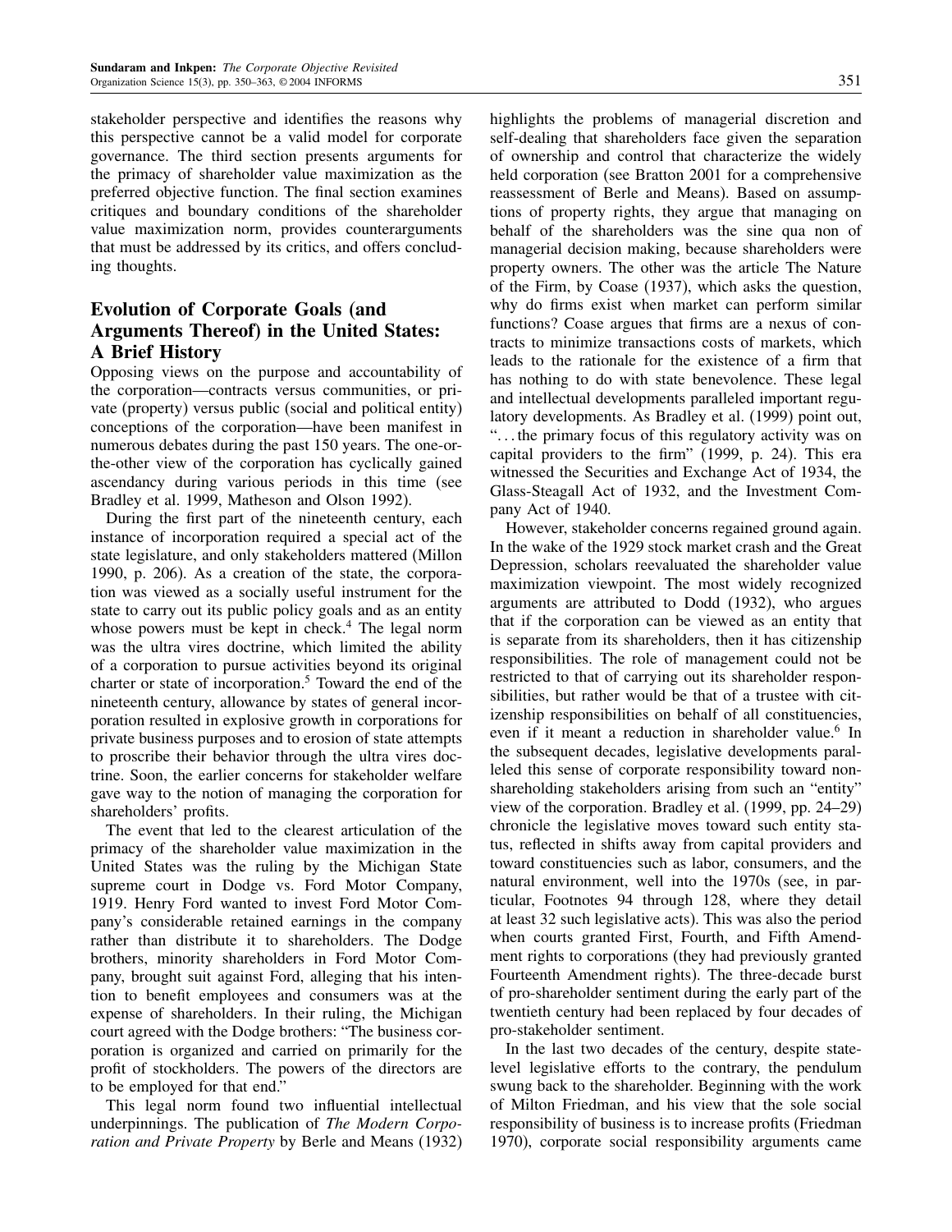stakeholder perspective and identifies the reasons why this perspective cannot be a valid model for corporate governance. The third section presents arguments for the primacy of shareholder value maximization as the preferred objective function. The final section examines critiques and boundary conditions of the shareholder value maximization norm, provides counterarguments that must be addressed by its critics, and offers concluding thoughts.

## Evolution of Corporate Goals (and Arguments Thereof) in the United States: A Brief History

Opposing views on the purpose and accountability of the corporation—contracts versus communities, or private (property) versus public (social and political entity) conceptions of the corporation—have been manifest in numerous debates during the past 150 years. The one-or-the-other view of the corporation has cyclically gained ascendancy during various periods in this time (see Bradley et al. 1999, Matheson and Olson 1992).

During the first part of the nineteenth century, each instance of incorporation required a special act of the state legislature, and only stakeholders mattered (Millon 1990, p. 206). As a creation of the state, the corporation was viewed as a socially useful instrument for the state to carry out its public policy goals and as an entity whose powers must be kept in check.[4] The legal norm was the ultra vires doctrine, which limited the ability of a corporation to pursue activities beyond its original charter or state of incorporation.[5] Toward the end of the nineteenth century, allowance by states of general incorporation resulted in explosive growth in corporations for private business purposes and to erosion of state attempts to proscribe their behavior through the ultra vires doctrine. Soon, the earlier concerns for stakeholder welfare gave way to the notion of managing the corporation for shareholders' profits.

The event that led to the clearest articulation of the primacy of the shareholder value maximization in the United States was the ruling by the Michigan State supreme court in Dodge vs. Ford Motor Company, 1919. Henry Ford wanted to invest Ford Motor Company's considerable retained earnings in the company rather than distribute it to shareholders. The Dodge brothers, minority shareholders in Ford Motor Company, brought suit against Ford, alleging that his intention to benefit employees and consumers was at the expense of shareholders. In their ruling, the Michigan court agreed with the Dodge brothers: "The business corporation is organized and carried on primarily for the profit of stockholders. The powers of the directors are to be employed for that end."

This legal norm found two influential intellectual underpinnings. The publication of *The Modern Corporation and Private Property* by Berle and Means (1932) highlights the problems of managerial discretion and self-dealing that shareholders face given the separation of ownership and control that characterize the widely held corporation (see Bratton 2001 for a comprehensive reassessment of Berle and Means). Based on assumptions of property rights, they argue that managing on behalf of the shareholders was the sine qua non of managerial decision making, because shareholders were property owners. The other was the article The Nature of the Firm, by Coase (1937), which asks the question, why do firms exist when market can perform similar functions? Coase argues that firms are a nexus of contracts to minimize transactions costs of markets, which leads to the rationale for the existence of a firm that has nothing to do with state benevolence. These legal and intellectual developments paralleled important regulatory developments. As Bradley et al. (1999) point out, "...the primary focus of this regulatory activity was on capital providers to the firm" (1999, p. 24). This era witnessed the Securities and Exchange Act of 1934, the Glass-Steagall Act of 1932, and the Investment Company Act of 1940.

However, stakeholder concerns regained ground again. In the wake of the 1929 stock market crash and the Great Depression, scholars reevaluated the shareholder value maximization viewpoint. The most widely recognized arguments are attributed to Dodd (1932), who argues that if the corporation can be viewed as an entity that is separate from its shareholders, then it has citizenship responsibilities. The role of management could not be restricted to that of carrying out its shareholder responsibilities, but rather would be that of a trustee with citizenship responsibilities on behalf of all constituencies, even if it meant a reduction in shareholder value.[6] In the subsequent decades, legislative developments paralleled this sense of corporate responsibility toward non-shareholding stakeholders arising from such an "entity" view of the corporation. Bradley et al. (1999, pp. 24–29) chronicle the legislative moves toward such entity status, reflected in shifts away from capital providers and toward constituencies such as labor, consumers, and the natural environment, well into the 1970s (see, in particular, Footnotes 94 through 128, where they detail at least 32 such legislative acts). This was also the period when courts granted First, Fourth, and Fifth Amendment rights to corporations (they had previously granted Fourteenth Amendment rights). The three-decade burst of pro-shareholder sentiment during the early part of the twentieth century had been replaced by four decades of pro-stakeholder sentiment.

In the last two decades of the century, despite state-level legislative efforts to the contrary, the pendulum swung back to the shareholder. Beginning with the work of Milton Friedman, and his view that the sole social responsibility of business is to increase profits (Friedman 1970), corporate social responsibility arguments came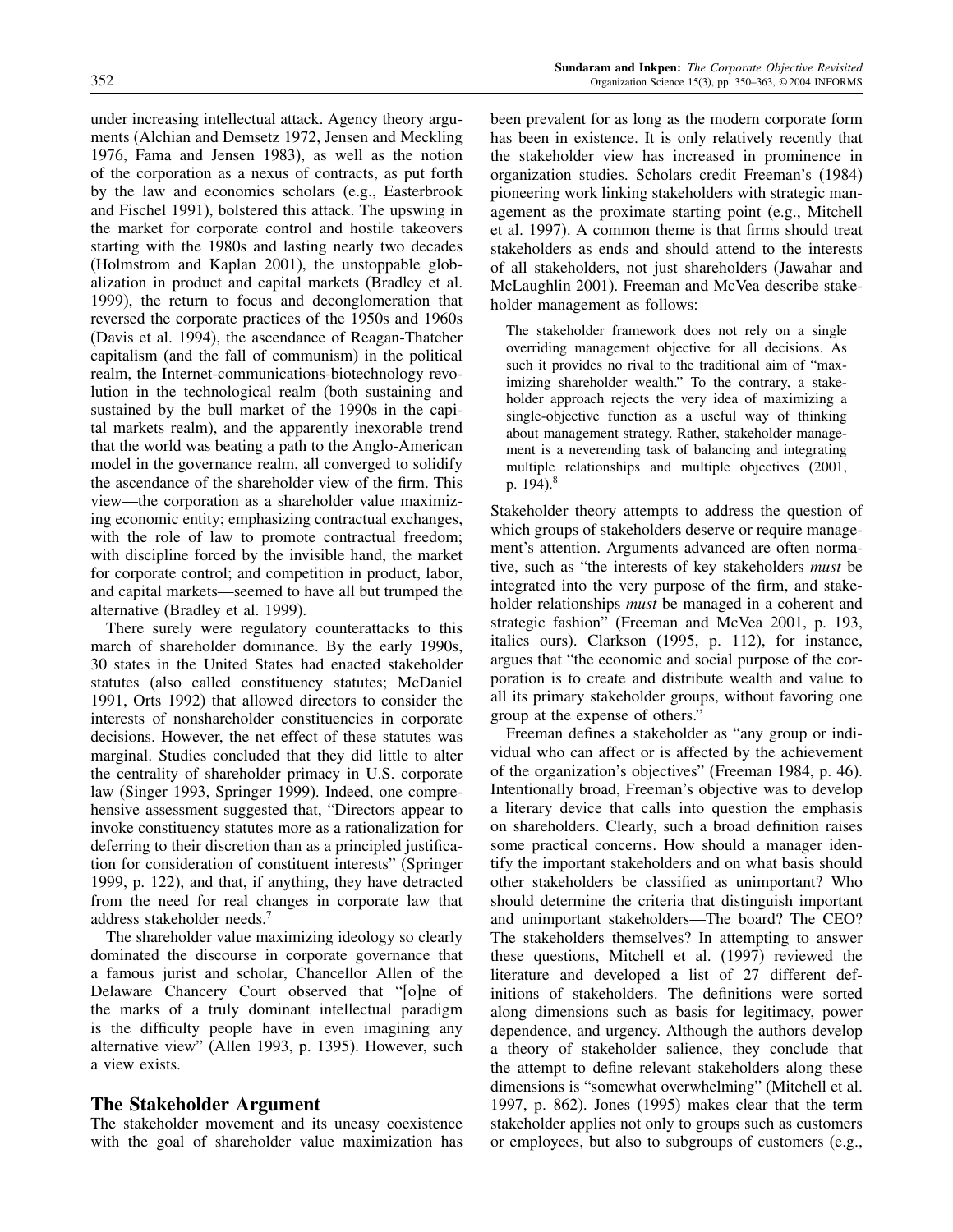under increasing intellectual attack. Agency theory arguments (Alchian and Demsetz 1972, Jensen and Meckling 1976, Fama and Jensen 1983), as well as the notion of the corporation as a nexus of contracts, as put forth by the law and economics scholars (e.g., Easterbrook and Fischel 1991), bolstered this attack. The upswing in the market for corporate control and hostile takeovers starting with the 1980s and lasting nearly two decades (Holmstrom and Kaplan 2001), the unstoppable globalization in product and capital markets (Bradley et al. 1999), the return to focus and deconglomeration that reversed the corporate practices of the 1950s and 1960s (Davis et al. 1994), the ascendance of Reagan-Thatcher capitalism (and the fall of communism) in the political realm, the Internet-communications-biotechnology revolution in the technological realm (both sustaining and sustained by the bull market of the 1990s in the capital markets realm), and the apparently inexorable trend that the world was beating a path to the Anglo-American model in the governance realm, all converged to solidify the ascendance of the shareholder view of the firm. This view—the corporation as a shareholder value maximizing economic entity; emphasizing contractual exchanges, with the role of law to promote contractual freedom; with discipline forced by the invisible hand, the market for corporate control; and competition in product, labor, and capital markets—seemed to have all but trumped the alternative (Bradley et al. 1999).

There surely were regulatory counterattacks to this march of shareholder dominance. By the early 1990s, 30 states in the United States had enacted stakeholder statutes (also called constituency statutes; McDaniel 1991, Orts 1992) that allowed directors to consider the interests of nonshareholder constituencies in corporate decisions. However, the net effect of these statutes was marginal. Studies concluded that they did little to alter the centrality of shareholder primacy in U.S. corporate law (Singer 1993, Springer 1999). Indeed, one comprehensive assessment suggested that, "Directors appear to invoke constituency statutes more as a rationalization for deferring to their discretion than as a principled justification for consideration of constituent interests" (Springer 1999, p. 122), and that, if anything, they have detracted from the need for real changes in corporate law that address stakeholder needs.[7]

The shareholder value maximizing ideology so clearly dominated the discourse in corporate governance that a famous jurist and scholar, Chancellor Allen of the Delaware Chancery Court observed that "[o]ne of the marks of a truly dominant intellectual paradigm is the difficulty people have in even imagining any alternative view" (Allen 1993, p. 1395). However, such a view exists.

## The Stakeholder Argument

The stakeholder movement and its uneasy coexistence with the goal of shareholder value maximization has been prevalent for as long as the modern corporate form has been in existence. It is only relatively recently that the stakeholder view has increased in prominence in organization studies. Scholars credit Freeman's (1984) pioneering work linking stakeholders with strategic management as the proximate starting point (e.g., Mitchell et al. 1997). A common theme is that firms should treat stakeholders as ends and should attend to the interests of all stakeholders, not just shareholders (Jawahar and McLaughlin 2001). Freeman and McVea describe stakeholder management as follows:

> The stakeholder framework does not rely on a single overriding management objective for all decisions. As such it provides no rival to the traditional aim of "maximizing shareholder wealth." To the contrary, a stakeholder approach rejects the very idea of maximizing a single-objective function as a useful way of thinking about management strategy. Rather, stakeholder management is a neverending task of balancing and integrating multiple relationships and multiple objectives (2001, p. 194).[8]

Stakeholder theory attempts to address the question of which groups of stakeholders deserve or require management's attention. Arguments advanced are often normative, such as "the interests of key stakeholders *must* be integrated into the very purpose of the firm, and stakeholder relationships *must* be managed in a coherent and strategic fashion" (Freeman and McVea 2001, p. 193, italics ours). Clarkson (1995, p. 112), for instance, argues that "the economic and social purpose of the corporation is to create and distribute wealth and value to all its primary stakeholder groups, without favoring one group at the expense of others."

Freeman defines a stakeholder as "any group or individual who can affect or is affected by the achievement of the organization's objectives" (Freeman 1984, p. 46). Intentionally broad, Freeman's objective was to develop a literary device that calls into question the emphasis on shareholders. Clearly, such a broad definition raises some practical concerns. How should a manager identify the important stakeholders and on what basis should other stakeholders be classified as unimportant? Who should determine the criteria that distinguish important and unimportant stakeholders—The board? The CEO? The stakeholders themselves? In attempting to answer these questions, Mitchell et al. (1997) reviewed the literature and developed a list of 27 different definitions of stakeholders. The definitions were sorted along dimensions such as basis for legitimacy, power dependence, and urgency. Although the authors develop a theory of stakeholder salience, they conclude that the attempt to define relevant stakeholders along these dimensions is "somewhat overwhelming" (Mitchell et al. 1997, p. 862). Jones (1995) makes clear that the term stakeholder applies not only to groups such as customers or employees, but also to subgroups of customers (e.g.,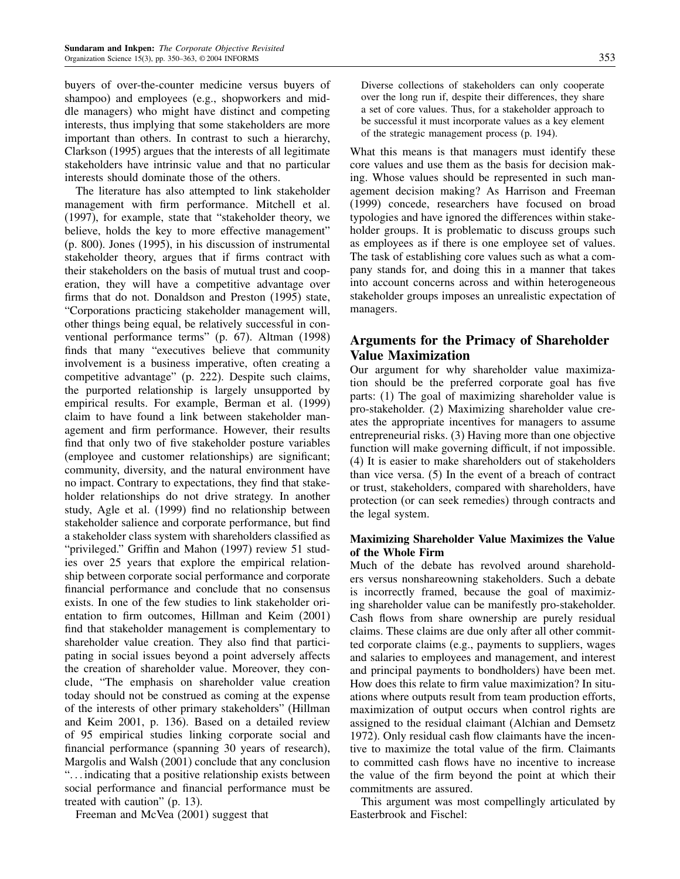buyers of over-the-counter medicine versus buyers of shampoo) and employees (e.g., shopworkers and middle managers) who might have distinct and competing interests, thus implying that some stakeholders are more important than others. In contrast to such a hierarchy, Clarkson (1995) argues that the interests of all legitimate stakeholders have intrinsic value and that no particular interests should dominate those of the others.

The literature has also attempted to link stakeholder management with firm performance. Mitchell et al. (1997), for example, state that "stakeholder theory, we believe, holds the key to more effective management" (p. 800). Jones (1995), in his discussion of instrumental stakeholder theory, argues that if firms contract with their stakeholders on the basis of mutual trust and cooperation, they will have a competitive advantage over firms that do not. Donaldson and Preston (1995) state, "Corporations practicing stakeholder management will, other things being equal, be relatively successful in conventional performance terms" (p. 67). Altman (1998) finds that many "executives believe that community involvement is a business imperative, often creating a competitive advantage" (p. 222). Despite such claims, the purported relationship is largely unsupported by empirical results. For example, Berman et al. (1999) claim to have found a link between stakeholder management and firm performance. However, their results find that only two of five stakeholder posture variables (employee and customer relationships) are significant; community, diversity, and the natural environment have no impact. Contrary to expectations, they find that stakeholder relationships do not drive strategy. In another study, Agle et al. (1999) find no relationship between stakeholder salience and corporate performance, but find a stakeholder class system with shareholders classified as "privileged." Griffin and Mahon (1997) review 51 studies over 25 years that explore the empirical relationship between corporate social performance and corporate financial performance and conclude that no consensus exists. In one of the few studies to link stakeholder orientation to firm outcomes, Hillman and Keim (2001) find that stakeholder management is complementary to shareholder value creation. They also find that participating in social issues beyond a point adversely affects the creation of shareholder value. Moreover, they conclude, "The emphasis on shareholder value creation today should not be construed as coming at the expense of the interests of other primary stakeholders" (Hillman and Keim 2001, p. 136). Based on a detailed review of 95 empirical studies linking corporate social and financial performance (spanning 30 years of research), Margolis and Walsh (2001) conclude that any conclusion "…indicating that a positive relationship exists between social performance and financial performance must be treated with caution" (p. 13).

Freeman and McVea (2001) suggest that

> Diverse collections of stakeholders can only cooperate over the long run if, despite their differences, they share a set of core values. Thus, for a stakeholder approach to be successful it must incorporate values as a key element of the strategic management process (p. 194).

What this means is that managers must identify these core values and use them as the basis for decision making. Whose values should be represented in such management decision making? As Harrison and Freeman (1999) concede, researchers have focused on broad typologies and have ignored the differences within stakeholder groups. It is problematic to discuss groups such as employees as if there is one employee set of values. The task of establishing core values such as what a company stands for, and doing this in a manner that takes into account concerns across and within heterogeneous stakeholder groups imposes an unrealistic expectation of managers.

## Arguments for the Primacy of Shareholder Value Maximization

Our argument for why shareholder value maximization should be the preferred corporate goal has five parts: (1) The goal of maximizing shareholder value is pro-stakeholder. (2) Maximizing shareholder value creates the appropriate incentives for managers to assume entrepreneurial risks. (3) Having more than one objective function will make governing difficult, if not impossible. (4) It is easier to make shareholders out of stakeholders than vice versa. (5) In the event of a breach of contract or trust, stakeholders, compared with shareholders, have protection (or can seek remedies) through contracts and the legal system.

### Maximizing Shareholder Value Maximizes the Value of the Whole Firm

Much of the debate has revolved around shareholders versus nonshareowning stakeholders. Such a debate is incorrectly framed, because the goal of maximizing shareholder value can be manifestly pro-stakeholder. Cash flows from share ownership are purely residual claims. These claims are due only after all other committed corporate claims (e.g., payments to suppliers, wages and salaries to employees and management, and interest and principal payments to bondholders) have been met. How does this relate to firm value maximization? In situations where outputs result from team production efforts, maximization of output occurs when control rights are assigned to the residual claimant (Alchian and Demsetz 1972). Only residual cash flow claimants have the incentive to maximize the total value of the firm. Claimants to committed cash flows have no incentive to increase the value of the firm beyond the point at which their commitments are assured.

This argument was most compellingly articulated by Easterbrook and Fischel: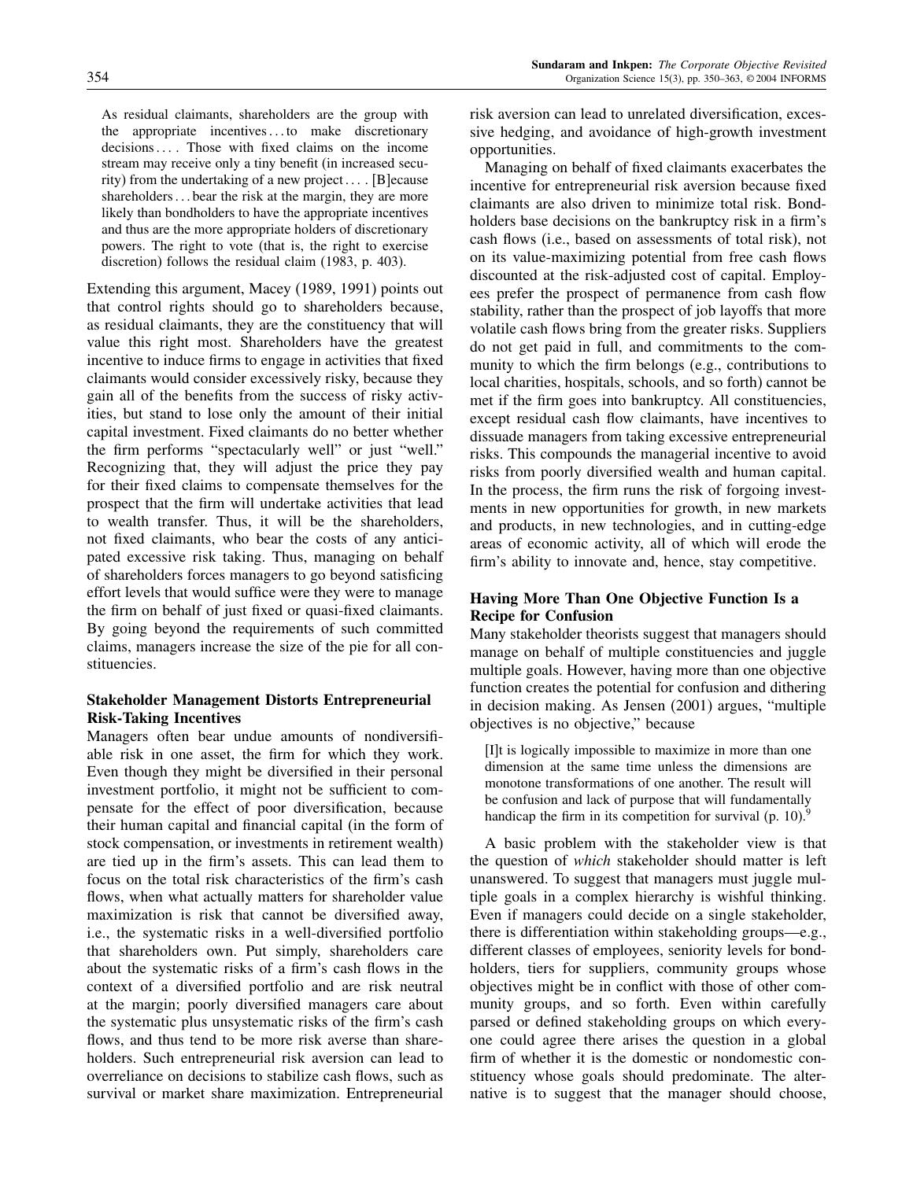> As residual claimants, shareholders are the group with the appropriate incentives . . . to make discretionary decisions . . . . Those with fixed claims on the income stream may receive only a tiny benefit (in increased security) from the undertaking of a new project . . . . [B]ecause shareholders . . . bear the risk at the margin, they are more likely than bondholders to have the appropriate incentives and thus are the more appropriate holders of discretionary powers. The right to vote (that is, the right to exercise discretion) follows the residual claim (1983, p. 403).

Extending this argument, Macey (1989, 1991) points out that control rights should go to shareholders because, as residual claimants, they are the constituency that will value this right most. Shareholders have the greatest incentive to induce firms to engage in activities that fixed claimants would consider excessively risky, because they gain all of the benefits from the success of risky activities, but stand to lose only the amount of their initial capital investment. Fixed claimants do no better whether the firm performs "spectacularly well" or just "well." Recognizing that, they will adjust the price they pay for their fixed claims to compensate themselves for the prospect that the firm will undertake activities that lead to wealth transfer. Thus, it will be the shareholders, not fixed claimants, who bear the costs of any anticipated excessive risk taking. Thus, managing on behalf of shareholders forces managers to go beyond satisficing effort levels that would suffice were they were to manage the firm on behalf of just fixed or quasi-fixed claimants. By going beyond the requirements of such committed claims, managers increase the size of the pie for all constituencies.

### Stakeholder Management Distorts Entrepreneurial Risk-Taking Incentives

Managers often bear undue amounts of nondiversifiable risk in one asset, the firm for which they work. Even though they might be diversified in their personal investment portfolio, it might not be sufficient to compensate for the effect of poor diversification, because their human capital and financial capital (in the form of stock compensation, or investments in retirement wealth) are tied up in the firm's assets. This can lead them to focus on the total risk characteristics of the firm's cash flows, when what actually matters for shareholder value maximization is risk that cannot be diversified away, i.e., the systematic risks in a well-diversified portfolio that shareholders own. Put simply, shareholders care about the systematic risks of a firm's cash flows in the context of a diversified portfolio and are risk neutral at the margin; poorly diversified managers care about the systematic plus unsystematic risks of the firm's cash flows, and thus tend to be more risk averse than shareholders. Such entrepreneurial risk aversion can lead to overreliance on decisions to stabilize cash flows, such as survival or market share maximization. Entrepreneurial risk aversion can lead to unrelated diversification, excessive hedging, and avoidance of high-growth investment opportunities.

Managing on behalf of fixed claimants exacerbates the incentive for entrepreneurial risk aversion because fixed claimants are also driven to minimize total risk. Bondholders base decisions on the bankruptcy risk in a firm's cash flows (i.e., based on assessments of total risk), not on its value-maximizing potential from free cash flows discounted at the risk-adjusted cost of capital. Employees prefer the prospect of permanence from cash flow stability, rather than the prospect of job layoffs that more volatile cash flows bring from the greater risks. Suppliers do not get paid in full, and commitments to the community to which the firm belongs (e.g., contributions to local charities, hospitals, schools, and so forth) cannot be met if the firm goes into bankruptcy. All constituencies, except residual cash flow claimants, have incentives to dissuade managers from taking excessive entrepreneurial risks. This compounds the managerial incentive to avoid risks from poorly diversified wealth and human capital. In the process, the firm runs the risk of forgoing investments in new opportunities for growth, in new markets and products, in new technologies, and in cutting-edge areas of economic activity, all of which will erode the firm's ability to innovate and, hence, stay competitive.

### Having More Than One Objective Function Is a Recipe for Confusion

Many stakeholder theorists suggest that managers should manage on behalf of multiple constituencies and juggle multiple goals. However, having more than one objective function creates the potential for confusion and dithering in decision making. As Jensen (2001) argues, "multiple objectives is no objective," because

> [I]t is logically impossible to maximize in more than one dimension at the same time unless the dimensions are monotone transformations of one another. The result will be confusion and lack of purpose that will fundamentally handicap the firm in its competition for survival (p. 10).[9]

A basic problem with the stakeholder view is that the question of *which* stakeholder should matter is left unanswered. To suggest that managers must juggle multiple goals in a complex hierarchy is wishful thinking. Even if managers could decide on a single stakeholder, there is differentiation within stakeholding groups—e.g., different classes of employees, seniority levels for bondholders, tiers for suppliers, community groups whose objectives might be in conflict with those of other community groups, and so forth. Even within carefully parsed or defined stakeholding groups on which everyone could agree there arises the question in a global firm of whether it is the domestic or nondomestic constituency whose goals should predominate. The alternative is to suggest that the manager should choose,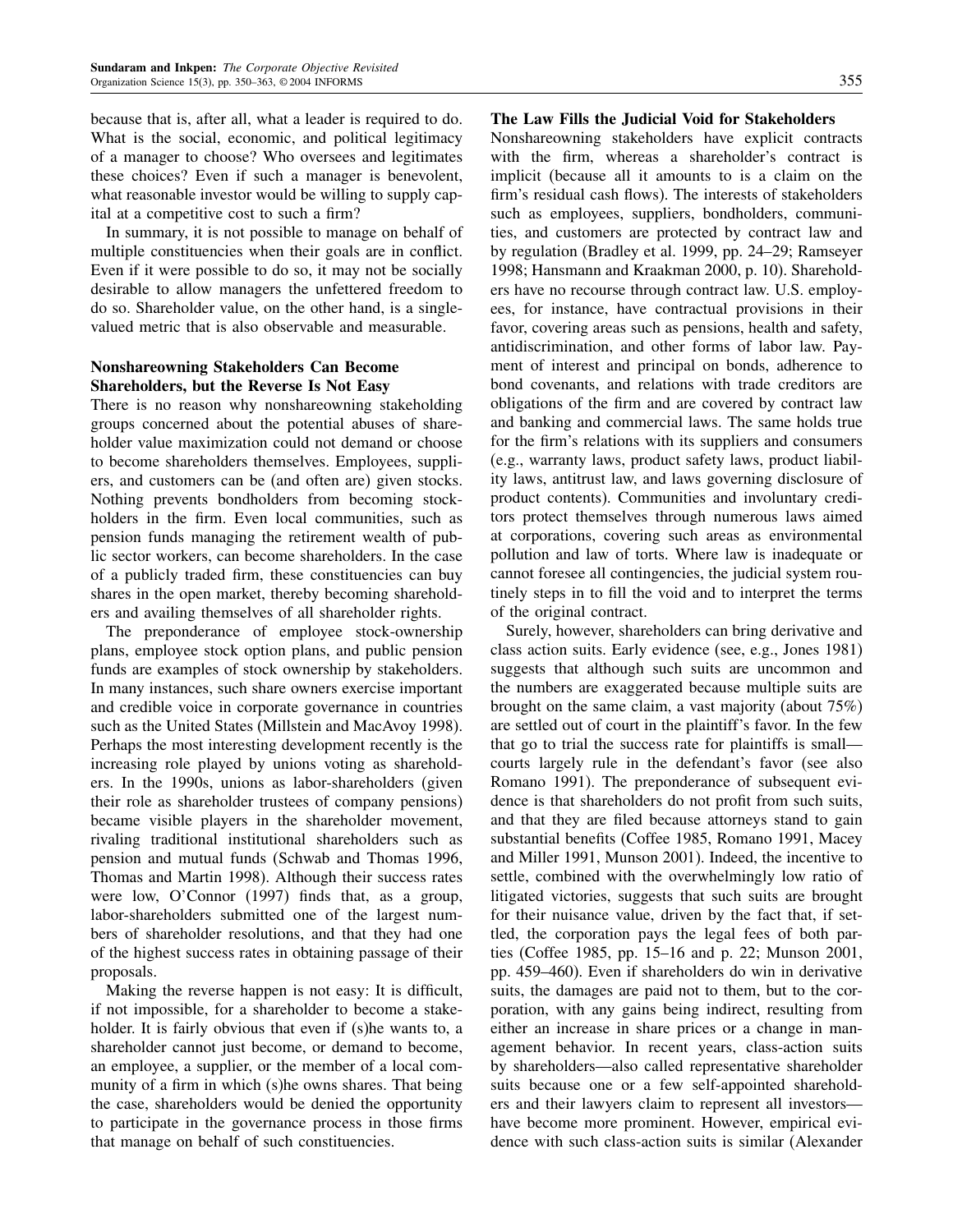because that is, after all, what a leader is required to do. What is the social, economic, and political legitimacy of a manager to choose? Who oversees and legitimates these choices? Even if such a manager is benevolent, what reasonable investor would be willing to supply capital at a competitive cost to such a firm?

In summary, it is not possible to manage on behalf of multiple constituencies when their goals are in conflict. Even if it were possible to do so, it may not be socially desirable to allow managers the unfettered freedom to do so. Shareholder value, on the other hand, is a single-valued metric that is also observable and measurable.

### Nonshareowning Stakeholders Can Become Shareholders, but the Reverse Is Not Easy

There is no reason why nonshareowning stakeholding groups concerned about the potential abuses of shareholder value maximization could not demand or choose to become shareholders themselves. Employees, suppliers, and customers can be (and often are) given stocks. Nothing prevents bondholders from becoming stockholders in the firm. Even local communities, such as pension funds managing the retirement wealth of public sector workers, can become shareholders. In the case of a publicly traded firm, these constituencies can buy shares in the open market, thereby becoming shareholders and availing themselves of all shareholder rights.

The preponderance of employee stock-ownership plans, employee stock option plans, and public pension funds are examples of stock ownership by stakeholders. In many instances, such share owners exercise important and credible voice in corporate governance in countries such as the United States (Millstein and MacAvoy 1998). Perhaps the most interesting development recently is the increasing role played by unions voting as shareholders. In the 1990s, unions as labor-shareholders (given their role as shareholder trustees of company pensions) became visible players in the shareholder movement, rivaling traditional institutional shareholders such as pension and mutual funds (Schwab and Thomas 1996, Thomas and Martin 1998). Although their success rates were low, O'Connor (1997) finds that, as a group, labor-shareholders submitted one of the largest numbers of shareholder resolutions, and that they had one of the highest success rates in obtaining passage of their proposals.

Making the reverse happen is not easy: It is difficult, if not impossible, for a shareholder to become a stakeholder. It is fairly obvious that even if (s)he wants to, a shareholder cannot just become, or demand to become, an employee, a supplier, or the member of a local community of a firm in which (s)he owns shares. That being the case, shareholders would be denied the opportunity to participate in the governance process in those firms that manage on behalf of such constituencies.

### The Law Fills the Judicial Void for Stakeholders

Nonshareowning stakeholders have explicit contracts with the firm, whereas a shareholder's contract is implicit (because all it amounts to is a claim on the firm's residual cash flows). The interests of stakeholders such as employees, suppliers, bondholders, communities, and customers are protected by contract law and by regulation (Bradley et al. 1999, pp. 24–29; Ramseyer 1998; Hansmann and Kraakman 2000, p. 10). Shareholders have no recourse through contract law. U.S. employees, for instance, have contractual provisions in their favor, covering areas such as pensions, health and safety, antidiscrimination, and other forms of labor law. Payment of interest and principal on bonds, adherence to bond covenants, and relations with trade creditors are obligations of the firm and are covered by contract law and banking and commercial laws. The same holds true for the firm's relations with its suppliers and consumers (e.g., warranty laws, product safety laws, product liability laws, antitrust law, and laws governing disclosure of product contents). Communities and involuntary creditors protect themselves through numerous laws aimed at corporations, covering such areas as environmental pollution and law of torts. Where law is inadequate or cannot foresee all contingencies, the judicial system routinely steps in to fill the void and to interpret the terms of the original contract.

Surely, however, shareholders can bring derivative and class action suits. Early evidence (see, e.g., Jones 1981) suggests that although such suits are uncommon and the numbers are exaggerated because multiple suits are brought on the same claim, a vast majority (about 75%) are settled out of court in the plaintiff's favor. In the few that go to trial the success rate for plaintiffs is small—courts largely rule in the defendant's favor (see also Romano 1991). The preponderance of subsequent evidence is that shareholders do not profit from such suits, and that they are filed because attorneys stand to gain substantial benefits (Coffee 1985, Romano 1991, Macey and Miller 1991, Munson 2001). Indeed, the incentive to settle, combined with the overwhelmingly low ratio of litigated victories, suggests that such suits are brought for their nuisance value, driven by the fact that, if settled, the corporation pays the legal fees of both parties (Coffee 1985, pp. 15–16 and p. 22; Munson 2001, pp. 459–460). Even if shareholders do win in derivative suits, the damages are paid not to them, but to the corporation, with any gains being indirect, resulting from either an increase in share prices or a change in management behavior. In recent years, class-action suits by shareholders—also called representative shareholder suits because one or a few self-appointed shareholders and their lawyers claim to represent all investors—have become more prominent. However, empirical evidence with such class-action suits is similar (Alexander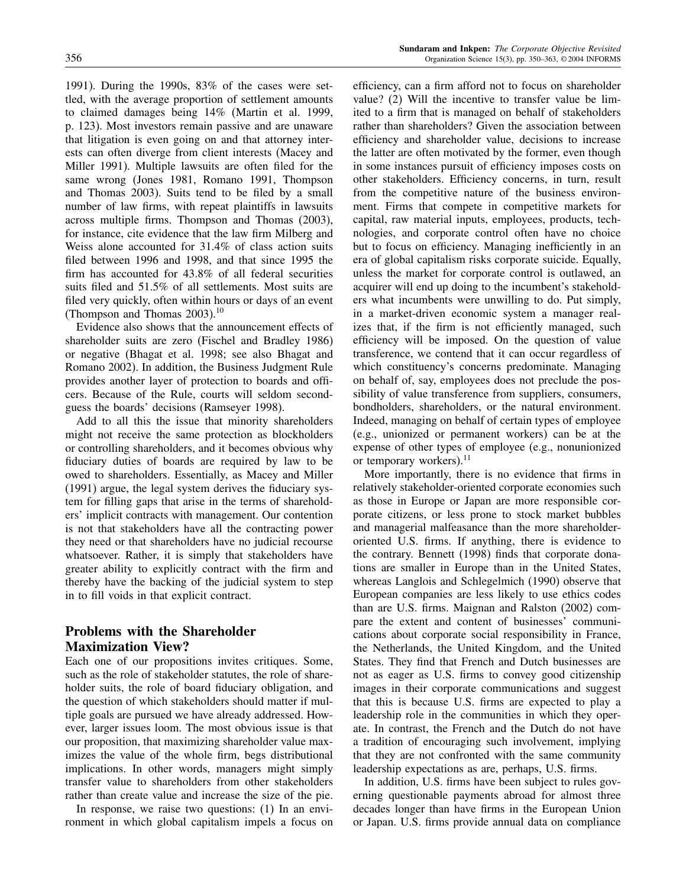1991). During the 1990s, 83% of the cases were settled, with the average proportion of settlement amounts to claimed damages being 14% (Martin et al. 1999, p. 123). Most investors remain passive and are unaware that litigation is even going on and that attorney interests can often diverge from client interests (Macey and Miller 1991). Multiple lawsuits are often filed for the same wrong (Jones 1981, Romano 1991, Thompson and Thomas 2003). Suits tend to be filed by a small number of law firms, with repeat plaintiffs in lawsuits across multiple firms. Thompson and Thomas (2003), for instance, cite evidence that the law firm Milberg and Weiss alone accounted for 31.4% of class action suits filed between 1996 and 1998, and that since 1995 the firm has accounted for 43.8% of all federal securities suits filed and 51.5% of all settlements. Most suits are filed very quickly, often within hours or days of an event (Thompson and Thomas 2003).[10]

Evidence also shows that the announcement effects of shareholder suits are zero (Fischel and Bradley 1986) or negative (Bhagat et al. 1998; see also Bhagat and Romano 2002). In addition, the Business Judgment Rule provides another layer of protection to boards and officers. Because of the Rule, courts will seldom second-guess the boards' decisions (Ramseyer 1998).

Add to all this the issue that minority shareholders might not receive the same protection as blockholders or controlling shareholders, and it becomes obvious why fiduciary duties of boards are required by law to be owed to shareholders. Essentially, as Macey and Miller (1991) argue, the legal system derives the fiduciary system for filling gaps that arise in the terms of shareholders' implicit contracts with management. Our contention is not that stakeholders have all the contracting power they need or that shareholders have no judicial recourse whatsoever. Rather, it is simply that stakeholders have greater ability to explicitly contract with the firm and thereby have the backing of the judicial system to step in to fill voids in that explicit contract.

## Problems with the Shareholder Maximization View?

Each one of our propositions invites critiques. Some, such as the role of stakeholder statutes, the role of shareholder suits, the role of board fiduciary obligation, and the question of which stakeholders should matter if multiple goals are pursued we have already addressed. However, larger issues loom. The most obvious issue is that our proposition, that maximizing shareholder value maximizes the value of the whole firm, begs distributional implications. In other words, managers might simply transfer value to shareholders from other stakeholders rather than create value and increase the size of the pie.

In response, we raise two questions: (1) In an environment in which global capitalism impels a focus on efficiency, can a firm afford not to focus on shareholder value? (2) Will the incentive to transfer value be limited to a firm that is managed on behalf of stakeholders rather than shareholders? Given the association between efficiency and shareholder value, decisions to increase the latter are often motivated by the former, even though in some instances pursuit of efficiency imposes costs on other stakeholders. Efficiency concerns, in turn, result from the competitive nature of the business environment. Firms that compete in competitive markets for capital, raw material inputs, employees, products, technologies, and corporate control often have no choice but to focus on efficiency. Managing inefficiently in an era of global capitalism risks corporate suicide. Equally, unless the market for corporate control is outlawed, an acquirer will end up doing to the incumbent's stakeholders what incumbents were unwilling to do. Put simply, in a market-driven economic system a manager realizes that, if the firm is not efficiently managed, such efficiency will be imposed. On the question of value transference, we contend that it can occur regardless of which constituency's concerns predominate. Managing on behalf of, say, employees does not preclude the possibility of value transference from suppliers, consumers, bondholders, shareholders, or the natural environment. Indeed, managing on behalf of certain types of employee (e.g., unionized or permanent workers) can be at the expense of other types of employee (e.g., nonunionized or temporary workers).[11]

More importantly, there is no evidence that firms in relatively stakeholder-oriented corporate economies such as those in Europe or Japan are more responsible corporate citizens, or less prone to stock market bubbles and managerial malfeasance than the more shareholder-oriented U.S. firms. If anything, there is evidence to the contrary. Bennett (1998) finds that corporate donations are smaller in Europe than in the United States, whereas Langlois and Schlegelmich (1990) observe that European companies are less likely to use ethics codes than are U.S. firms. Maignan and Ralston (2002) compare the extent and content of businesses' communications about corporate social responsibility in France, the Netherlands, the United Kingdom, and the United States. They find that French and Dutch businesses are not as eager as U.S. firms to convey good citizenship images in their corporate communications and suggest that this is because U.S. firms are expected to play a leadership role in the communities in which they operate. In contrast, the French and the Dutch do not have a tradition of encouraging such involvement, implying that they are not confronted with the same community leadership expectations as are, perhaps, U.S. firms.

In addition, U.S. firms have been subject to rules governing questionable payments abroad for almost three decades longer than have firms in the European Union or Japan. U.S. firms provide annual data on compliance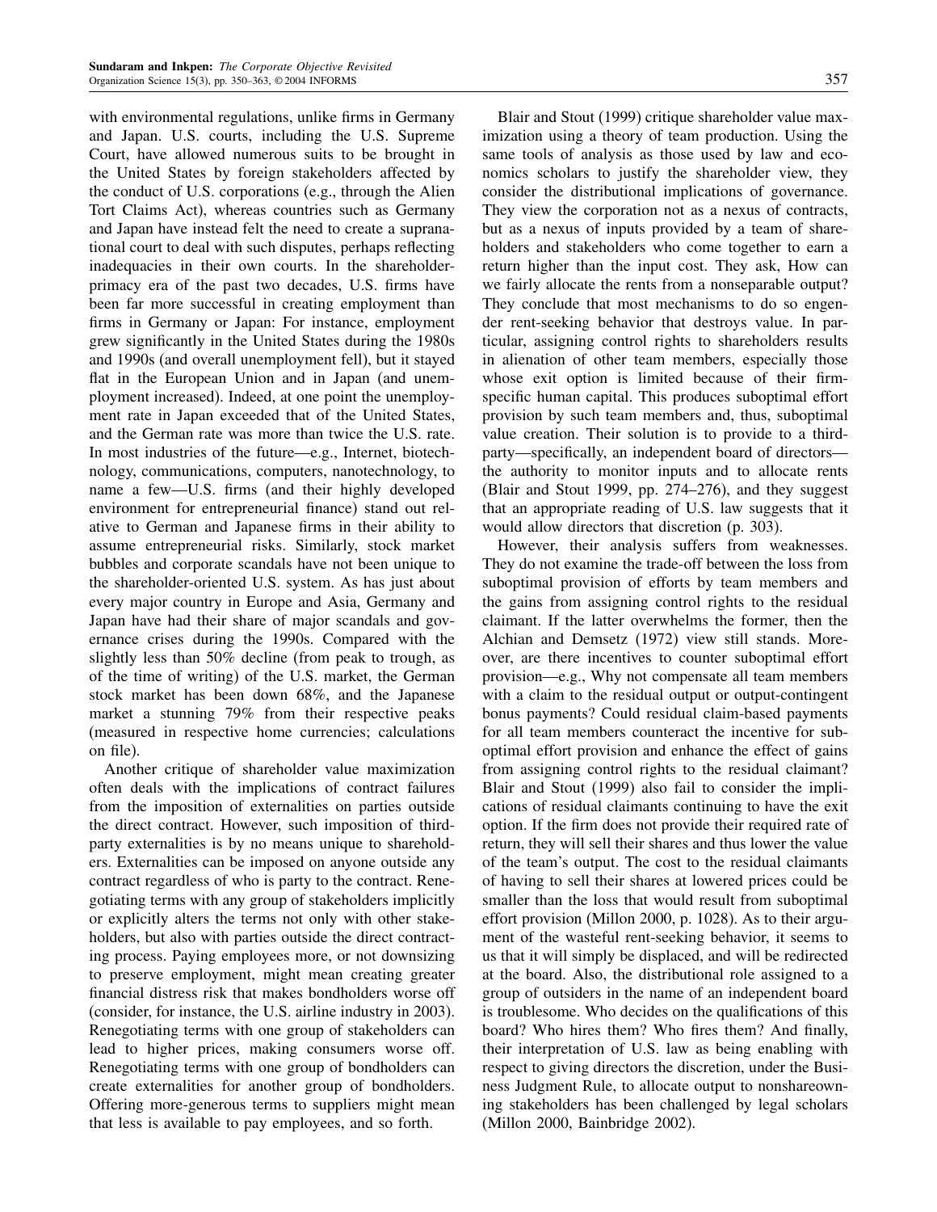with environmental regulations, unlike firms in Germany and Japan. U.S. courts, including the U.S. Supreme Court, have allowed numerous suits to be brought in the United States by foreign stakeholders affected by the conduct of U.S. corporations (e.g., through the Alien Tort Claims Act), whereas countries such as Germany and Japan have instead felt the need to create a supranational court to deal with such disputes, perhaps reflecting inadequacies in their own courts. In the shareholder-primacy era of the past two decades, U.S. firms have been far more successful in creating employment than firms in Germany or Japan: For instance, employment grew significantly in the United States during the 1980s and 1990s (and overall unemployment fell), but it stayed flat in the European Union and in Japan (and unemployment increased). Indeed, at one point the unemployment rate in Japan exceeded that of the United States, and the German rate was more than twice the U.S. rate. In most industries of the future—e.g., Internet, biotechnology, communications, computers, nanotechnology, to name a few—U.S. firms (and their highly developed environment for entrepreneurial finance) stand out relative to German and Japanese firms in their ability to assume entrepreneurial risks. Similarly, stock market bubbles and corporate scandals have not been unique to the shareholder-oriented U.S. system. As has just about every major country in Europe and Asia, Germany and Japan have had their share of major scandals and governance crises during the 1990s. Compared with the slightly less than 50% decline (from peak to trough, as of the time of writing) of the U.S. market, the German stock market has been down 68%, and the Japanese market a stunning 79% from their respective peaks (measured in respective home currencies; calculations on file).

Another critique of shareholder value maximization often deals with the implications of contract failures from the imposition of externalities on parties outside the direct contract. However, such imposition of third-party externalities is by no means unique to shareholders. Externalities can be imposed on anyone outside any contract regardless of who is party to the contract. Renegotiating terms with any group of stakeholders implicitly or explicitly alters the terms not only with other stakeholders, but also with parties outside the direct contracting process. Paying employees more, or not downsizing to preserve employment, might mean creating greater financial distress risk that makes bondholders worse off (consider, for instance, the U.S. airline industry in 2003). Renegotiating terms with one group of stakeholders can lead to higher prices, making consumers worse off. Renegotiating terms with one group of bondholders can create externalities for another group of bondholders. Offering more-generous terms to suppliers might mean that less is available to pay employees, and so forth.

Blair and Stout (1999) critique shareholder value maximization using a theory of team production. Using the same tools of analysis as those used by law and economics scholars to justify the shareholder view, they consider the distributional implications of governance. They view the corporation not as a nexus of contracts, but as a nexus of inputs provided by a team of shareholders and stakeholders who come together to earn a return higher than the input cost. They ask, How can we fairly allocate the rents from a nonseparable output? They conclude that most mechanisms to do so engender rent-seeking behavior that destroys value. In particular, assigning control rights to shareholders results in alienation of other team members, especially those whose exit option is limited because of their firm-specific human capital. This produces suboptimal effort provision by such team members and, thus, suboptimal value creation. Their solution is to provide to a third-party—specifically, an independent board of directors—the authority to monitor inputs and to allocate rents (Blair and Stout 1999, pp. 274–276), and they suggest that an appropriate reading of U.S. law suggests that it would allow directors that discretion (p. 303).

However, their analysis suffers from weaknesses. They do not examine the trade-off between the loss from suboptimal provision of efforts by team members and the gains from assigning control rights to the residual claimant. If the latter overwhelms the former, then the Alchian and Demsetz (1972) view still stands. Moreover, are there incentives to counter suboptimal effort provision—e.g., Why not compensate all team members with a claim to the residual output or output-contingent bonus payments? Could residual claim-based payments for all team members counteract the incentive for suboptimal effort provision and enhance the effect of gains from assigning control rights to the residual claimant? Blair and Stout (1999) also fail to consider the implications of residual claimants continuing to have the exit option. If the firm does not provide their required rate of return, they will sell their shares and thus lower the value of the team's output. The cost to the residual claimants of having to sell their shares at lowered prices could be smaller than the loss that would result from suboptimal effort provision (Millon 2000, p. 1028). As to their argument of the wasteful rent-seeking behavior, it seems to us that it will simply be displaced, and will be redirected at the board. Also, the distributional role assigned to a group of outsiders in the name of an independent board is troublesome. Who decides on the qualifications of this board? Who hires them? Who fires them? And finally, their interpretation of U.S. law as being enabling with respect to giving directors the discretion, under the Business Judgment Rule, to allocate output to nonshareowning stakeholders has been challenged by legal scholars (Millon 2000, Bainbridge 2002).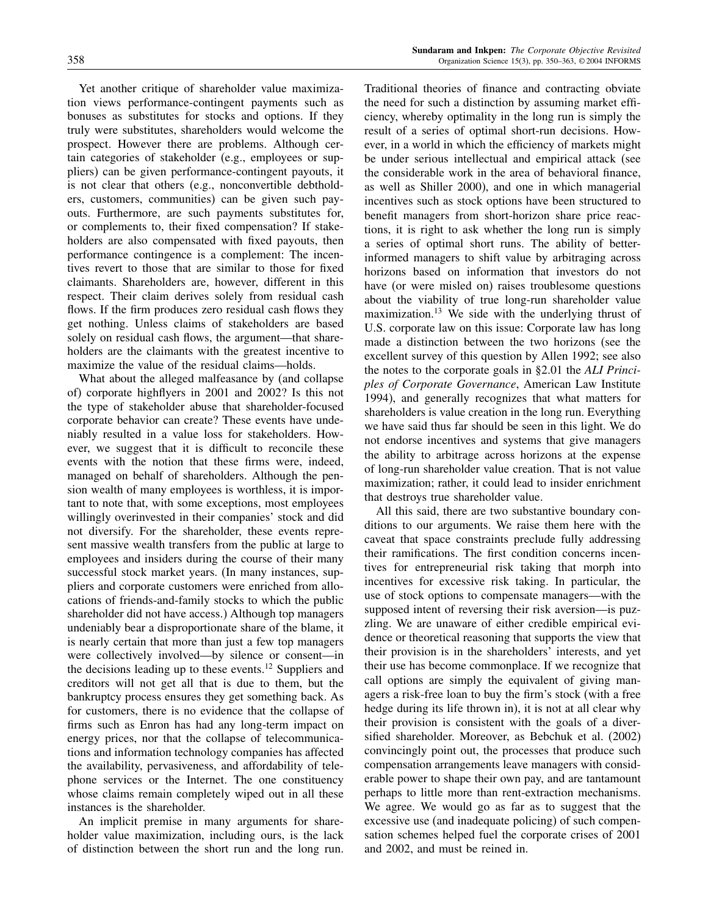Yet another critique of shareholder value maximization views performance-contingent payments such as bonuses as substitutes for stocks and options. If they truly were substitutes, shareholders would welcome the prospect. However there are problems. Although certain categories of stakeholder (e.g., employees or suppliers) can be given performance-contingent payouts, it is not clear that others (e.g., nonconvertible debtholders, customers, communities) can be given such payouts. Furthermore, are such payments substitutes for, or complements to, their fixed compensation? If stakeholders are also compensated with fixed payouts, then performance contingence is a complement: The incentives revert to those that are similar to those for fixed claimants. Shareholders are, however, different in this respect. Their claim derives solely from residual cash flows. If the firm produces zero residual cash flows they get nothing. Unless claims of stakeholders are based solely on residual cash flows, the argument—that shareholders are the claimants with the greatest incentive to maximize the value of the residual claims—holds.

What about the alleged malfeasance by (and collapse of) corporate highflyers in 2001 and 2002? Is this not the type of stakeholder abuse that shareholder-focused corporate behavior can create? These events have undeniably resulted in a value loss for stakeholders. However, we suggest that it is difficult to reconcile these events with the notion that these firms were, indeed, managed on behalf of shareholders. Although the pension wealth of many employees is worthless, it is important to note that, with some exceptions, most employees willingly overinvested in their companies' stock and did not diversify. For the shareholder, these events represent massive wealth transfers from the public at large to employees and insiders during the course of their many successful stock market years. (In many instances, suppliers and corporate customers were enriched from allocations of friends-and-family stocks to which the public shareholder did not have access.) Although top managers undeniably bear a disproportionate share of the blame, it is nearly certain that more than just a few top managers were collectively involved—by silence or consent—in the decisions leading up to these events.[12] Suppliers and creditors will not get all that is due to them, but the bankruptcy process ensures they get something back. As for customers, there is no evidence that the collapse of firms such as Enron has had any long-term impact on energy prices, nor that the collapse of telecommunications and information technology companies has affected the availability, pervasiveness, and affordability of telephone services or the Internet. The one constituency whose claims remain completely wiped out in all these instances is the shareholder.

An implicit premise in many arguments for shareholder value maximization, including ours, is the lack of distinction between the short run and the long run. Traditional theories of finance and contracting obviate the need for such a distinction by assuming market efficiency, whereby optimality in the long run is simply the result of a series of optimal short-run decisions. However, in a world in which the efficiency of markets might be under serious intellectual and empirical attack (see the considerable work in the area of behavioral finance, as well as Shiller 2000), and one in which managerial incentives such as stock options have been structured to benefit managers from short-horizon share price reactions, it is right to ask whether the long run is simply a series of optimal short runs. The ability of better-informed managers to shift value by arbitraging across horizons based on information that investors do not have (or were misled on) raises troublesome questions about the viability of true long-run shareholder value maximization.[13] We side with the underlying thrust of U.S. corporate law on this issue: Corporate law has long made a distinction between the two horizons (see the excellent survey of this question by Allen 1992; see also the notes to the corporate goals in §2.01 the *ALI Principles of Corporate Governance*, American Law Institute 1994), and generally recognizes that what matters for shareholders is value creation in the long run. Everything we have said thus far should be seen in this light. We do not endorse incentives and systems that give managers the ability to arbitrage across horizons at the expense of long-run shareholder value creation. That is not value maximization; rather, it could lead to insider enrichment that destroys true shareholder value.

All this said, there are two substantive boundary conditions to our arguments. We raise them here with the caveat that space constraints preclude fully addressing their ramifications. The first condition concerns incentives for entrepreneurial risk taking that morph into incentives for excessive risk taking. In particular, the use of stock options to compensate managers—with the supposed intent of reversing their risk aversion—is puzzling. We are unaware of either credible empirical evidence or theoretical reasoning that supports the view that their provision is in the shareholders' interests, and yet their use has become commonplace. If we recognize that call options are simply the equivalent of giving managers a risk-free loan to buy the firm's stock (with a free hedge during its life thrown in), it is not at all clear why their provision is consistent with the goals of a diversified shareholder. Moreover, as Bebchuk et al. (2002) convincingly point out, the processes that produce such compensation arrangements leave managers with considerable power to shape their own pay, and are tantamount perhaps to little more than rent-extraction mechanisms. We agree. We would go as far as to suggest that the excessive use (and inadequate policing) of such compensation schemes helped fuel the corporate crises of 2001 and 2002, and must be reined in.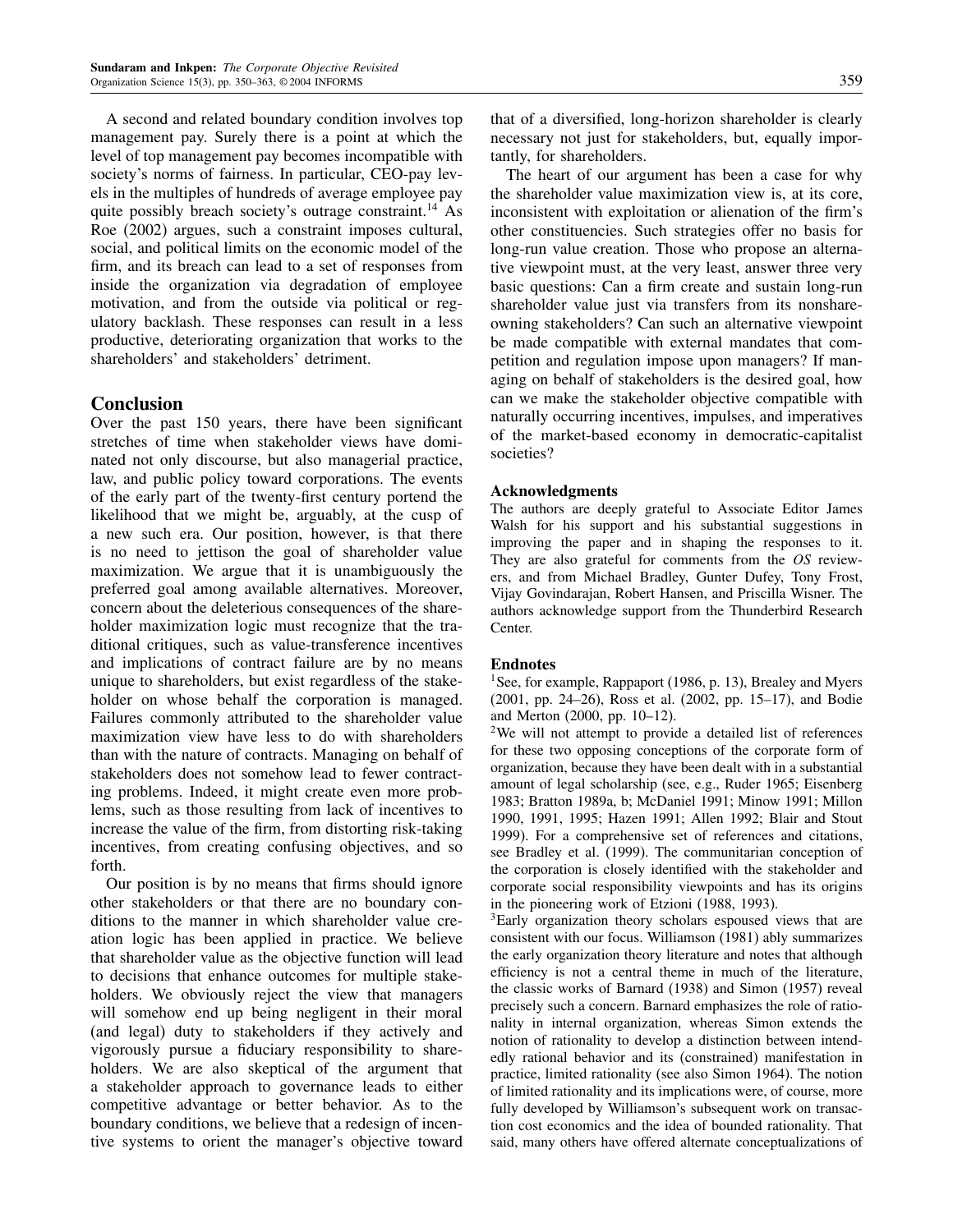A second and related boundary condition involves top management pay. Surely there is a point at which the level of top management pay becomes incompatible with society's norms of fairness. In particular, CEO-pay levels in the multiples of hundreds of average employee pay quite possibly breach society's outrage constraint.[14] As Roe (2002) argues, such a constraint imposes cultural, social, and political limits on the economic model of the firm, and its breach can lead to a set of responses from inside the organization via degradation of employee motivation, and from the outside via political or regulatory backlash. These responses can result in a less productive, deteriorating organization that works to the shareholders' and stakeholders' detriment.

## Conclusion

Over the past 150 years, there have been significant stretches of time when stakeholder views have dominated not only discourse, but also managerial practice, law, and public policy toward corporations. The events of the early part of the twenty-first century portend the likelihood that we might be, arguably, at the cusp of a new such era. Our position, however, is that there is no need to jettison the goal of shareholder value maximization. We argue that it is unambiguously the preferred goal among available alternatives. Moreover, concern about the deleterious consequences of the shareholder maximization logic must recognize that the traditional critiques, such as value-transference incentives and implications of contract failure are by no means unique to shareholders, but exist regardless of the stakeholder on whose behalf the corporation is managed. Failures commonly attributed to the shareholder value maximization view have less to do with shareholders than with the nature of contracts. Managing on behalf of stakeholders does not somehow lead to fewer contracting problems. Indeed, it might create even more problems, such as those resulting from lack of incentives to increase the value of the firm, from distorting risk-taking incentives, from creating confusing objectives, and so forth.

Our position is by no means that firms should ignore other stakeholders or that there are no boundary conditions to the manner in which shareholder value creation logic has been applied in practice. We believe that shareholder value as the objective function will lead to decisions that enhance outcomes for multiple stakeholders. We obviously reject the view that managers will somehow end up being negligent in their moral (and legal) duty to stakeholders if they actively and vigorously pursue a fiduciary responsibility to shareholders. We are also skeptical of the argument that a stakeholder approach to governance leads to either competitive advantage or better behavior. As to the boundary conditions, we believe that a redesign of incentive systems to orient the manager's objective toward that of a diversified, long-horizon shareholder is clearly necessary not just for stakeholders, but, equally importantly, for shareholders.

The heart of our argument has been a case for why the shareholder value maximization view is, at its core, inconsistent with exploitation or alienation of the firm's other constituencies. Such strategies offer no basis for long-run value creation. Those who propose an alternative viewpoint must, at the very least, answer three very basic questions: Can a firm create and sustain long-run shareholder value just via transfers from its nonshareowning stakeholders? Can such an alternative viewpoint be made compatible with external mandates that competition and regulation impose upon managers? If managing on behalf of stakeholders is the desired goal, how can we make the stakeholder objective compatible with naturally occurring incentives, impulses, and imperatives of the market-based economy in democratic-capitalist societies?

### Acknowledgments

The authors are deeply grateful to Associate Editor James Walsh for his support and his substantial suggestions in improving the paper and in shaping the responses to it. They are also grateful for comments from the *OS* reviewers, and from Michael Bradley, Gunter Dufey, Tony Frost, Vijay Govindarajan, Robert Hansen, and Priscilla Wisner. The authors acknowledge support from the Thunderbird Research Center.

### Endnotes

[1]See, for example, Rappaport (1986, p. 13), Brealey and Myers (2001, pp. 24–26), Ross et al. (2002, pp. 15–17), and Bodie and Merton (2000, pp. 10–12).

[2]We will not attempt to provide a detailed list of references for these two opposing conceptions of the corporate form of organization, because they have been dealt with in a substantial amount of legal scholarship (see, e.g., Ruder 1965; Eisenberg 1983; Bratton 1989a, b; McDaniel 1991; Minow 1991; Millon 1990, 1991, 1995; Hazen 1991; Allen 1992; Blair and Stout 1999). For a comprehensive set of references and citations, see Bradley et al. (1999). The communitarian conception of the corporation is closely identified with the stakeholder and corporate social responsibility viewpoints and has its origins in the pioneering work of Etzioni (1988, 1993).

[3]Early organization theory scholars espoused views that are consistent with our focus. Williamson (1981) ably summarizes the early organization theory literature and notes that although efficiency is not a central theme in much of the literature, the classic works of Barnard (1938) and Simon (1957) reveal precisely such a concern. Barnard emphasizes the role of rationality in internal organization, whereas Simon extends the notion of rationality to develop a distinction between intendedly rational behavior and its (constrained) manifestation in practice, limited rationality (see also Simon 1964). The notion of limited rationality and its implications were, of course, more fully developed by Williamson's subsequent work on transaction cost economics and the idea of bounded rationality. That said, many others have offered alternate conceptualizations of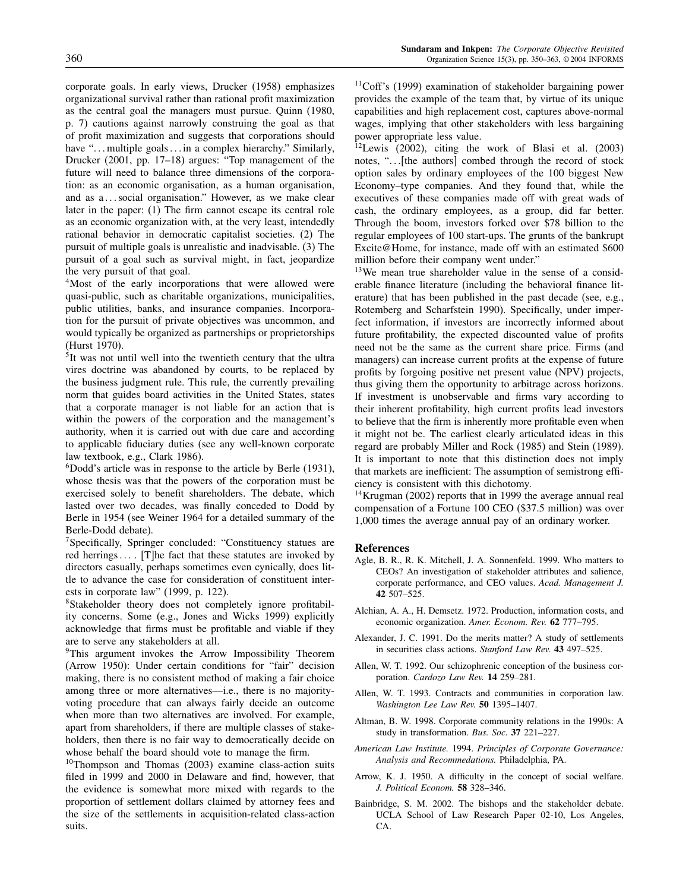corporate goals. In early views, Drucker (1958) emphasizes organizational survival rather than rational profit maximization as the central goal the managers must pursue. Quinn (1980, p. 7) cautions against narrowly construing the goal as that of profit maximization and suggests that corporations should have "...multiple goals...in a complex hierarchy." Similarly, Drucker (2001, pp. 17–18) argues: "Top management of the future will need to balance three dimensions of the corporation: as an economic organisation, as a human organisation, and as a...social organisation." However, as we make clear later in the paper: (1) The firm cannot escape its central role as an economic organization with, at the very least, intendedly rational behavior in democratic capitalist societies. (2) The pursuit of multiple goals is unrealistic and inadvisable. (3) The pursuit of a goal such as survival might, in fact, jeopardize the very pursuit of that goal.

[4]Most of the early incorporations that were allowed were quasi-public, such as charitable organizations, municipalities, public utilities, banks, and insurance companies. Incorporation for the pursuit of private objectives was uncommon, and would typically be organized as partnerships or proprietorships (Hurst 1970).

[5]It was not until well into the twentieth century that the ultra vires doctrine was abandoned by courts, to be replaced by the business judgment rule. This rule, the currently prevailing norm that guides board activities in the United States, states that a corporate manager is not liable for an action that is within the powers of the corporation and the management's authority, when it is carried out with due care and according to applicable fiduciary duties (see any well-known corporate law textbook, e.g., Clark 1986).

[6]Dodd's article was in response to the article by Berle (1931), whose thesis was that the powers of the corporation must be exercised solely to benefit shareholders. The debate, which lasted over two decades, was finally conceded to Dodd by Berle in 1954 (see Weiner 1964 for a detailed summary of the Berle-Dodd debate).

[7]Specifically, Springer concluded: "Constituency statues are red herrings.... [T]he fact that these statutes are invoked by directors casually, perhaps sometimes even cynically, does little to advance the case for consideration of constituent interests in corporate law" (1999, p. 122).

[8]Stakeholder theory does not completely ignore profitability concerns. Some (e.g., Jones and Wicks 1999) explicitly acknowledge that firms must be profitable and viable if they are to serve any stakeholders at all.

[9]This argument invokes the Arrow Impossibility Theorem (Arrow 1950): Under certain conditions for "fair" decision making, there is no consistent method of making a fair choice among three or more alternatives—i.e., there is no majority-voting procedure that can always fairly decide an outcome when more than two alternatives are involved. For example, apart from shareholders, if there are multiple classes of stakeholders, then there is no fair way to democratically decide on whose behalf the board should vote to manage the firm.

[10]Thompson and Thomas (2003) examine class-action suits filed in 1999 and 2000 in Delaware and find, however, that the evidence is somewhat more mixed with regards to the proportion of settlement dollars claimed by attorney fees and the size of the settlements in acquisition-related class-action suits.

[11]Coff's (1999) examination of stakeholder bargaining power provides the example of the team that, by virtue of its unique capabilities and high replacement cost, captures above-normal wages, implying that other stakeholders with less bargaining power appropriate less value.

[12]Lewis (2002), citing the work of Blasi et al. (2003) notes, "...[the authors] combed through the record of stock option sales by ordinary employees of the 100 biggest New Economy–type companies. And they found that, while the executives of these companies made off with great wads of cash, the ordinary employees, as a group, did far better. Through the boom, investors forked over $78 billion to the regular employees of 100 start-ups. The grunts of the bankrupt Excite@Home, for instance, made off with an estimated $600 million before their company went under."

[13]We mean true shareholder value in the sense of a considerable finance literature (including the behavioral finance literature) that has been published in the past decade (see, e.g., Rotemberg and Scharfstein 1990). Specifically, under imperfect information, if investors are incorrectly informed about future profitability, the expected discounted value of profits need not be the same as the current share price. Firms (and managers) can increase current profits at the expense of future profits by forgoing positive net present value (NPV) projects, thus giving them the opportunity to arbitrage across horizons. If investment is unobservable and firms vary according to their inherent profitability, high current profits lead investors to believe that the firm is inherently more profitable even when it might not be. The earliest clearly articulated ideas in this regard are probably Miller and Rock (1985) and Stein (1989). It is important to note that this distinction does not imply that markets are inefficient: The assumption of semistrong efficiency is consistent with this dichotomy.

[14]Krugman (2002) reports that in 1999 the average annual real compensation of a Fortune 100 CEO ($37.5 million) was over 1,000 times the average annual pay of an ordinary worker.

## References

Agle, B. R., R. K. Mitchell, J. A. Sonnenfeld. 1999. Who matters to CEOs? An investigation of stakeholder attributes and salience, corporate performance, and CEO values. *Acad. Management J.* **42** 507–525.

Alchian, A. A., H. Demsetz. 1972. Production, information costs, and economic organization. *Amer. Econom. Rev.* **62** 777–795.

Alexander, J. C. 1991. Do the merits matter? A study of settlements in securities class actions. *Stanford Law Rev.* **43** 497–525.

Allen, W. T. 1992. Our schizophrenic conception of the business corporation. *Cardozo Law Rev.* **14** 259–281.

Allen, W. T. 1993. Contracts and communities in corporation law. *Washington Lee Law Rev.* **50** 1395–1407.

Altman, B. W. 1998. Corporate community relations in the 1990s: A study in transformation. *Bus. Soc.* **37** 221–227.

*American Law Institute.* 1994. *Principles of Corporate Governance: Analysis and Recommendations.* Philadelphia, PA.

Arrow, K. J. 1950. A difficulty in the concept of social welfare. *J. Political Econom.* **58** 328–346.

Bainbridge, S. M. 2002. The bishops and the stakeholder debate. UCLA School of Law Research Paper 02-10, Los Angeles, CA.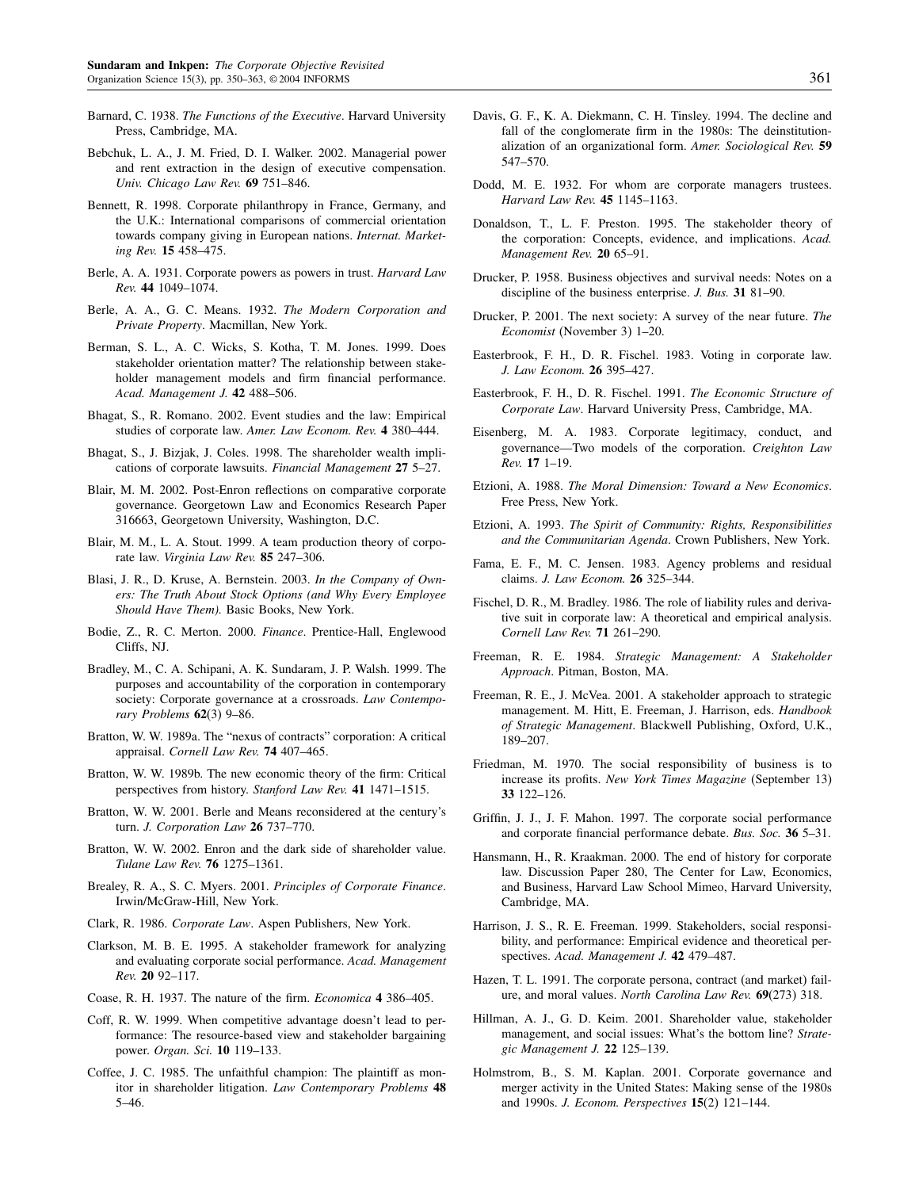Barnard, C. 1938. *The Functions of the Executive*. Harvard University Press, Cambridge, MA.

Bebchuk, L. A., J. M. Fried, D. I. Walker. 2002. Managerial power and rent extraction in the design of executive compensation. *Univ. Chicago Law Rev.* **69** 751–846.

Bennett, R. 1998. Corporate philanthropy in France, Germany, and the U.K.: International comparisons of commercial orientation towards company giving in European nations. *Internat. Marketing Rev.* **15** 458–475.

Berle, A. A. 1931. Corporate powers as powers in trust. *Harvard Law Rev.* **44** 1049–1074.

Berle, A. A., G. C. Means. 1932. *The Modern Corporation and Private Property*. Macmillan, New York.

Berman, S. L., A. C. Wicks, S. Kotha, T. M. Jones. 1999. Does stakeholder orientation matter? The relationship between stakeholder management models and firm financial performance. *Acad. Management J.* **42** 488–506.

Bhagat, S., R. Romano. 2002. Event studies and the law: Empirical studies of corporate law. *Amer. Law Econom. Rev.* **4** 380–444.

Bhagat, S., J. Bizjak, J. Coles. 1998. The shareholder wealth implications of corporate lawsuits. *Financial Management* **27** 5–27.

Blair, M. M. 2002. Post-Enron reflections on comparative corporate governance. Georgetown Law and Economics Research Paper 316663, Georgetown University, Washington, D.C.

Blair, M. M., L. A. Stout. 1999. A team production theory of corporate law. *Virginia Law Rev.* **85** 247–306.

Blasi, J. R., D. Kruse, A. Bernstein. 2003. *In the Company of Owners: The Truth About Stock Options (and Why Every Employee Should Have Them)*. Basic Books, New York.

Bodie, Z., R. C. Merton. 2000. *Finance*. Prentice-Hall, Englewood Cliffs, NJ.

Bradley, M., C. A. Schipani, A. K. Sundaram, J. P. Walsh. 1999. The purposes and accountability of the corporation in contemporary society: Corporate governance at a crossroads. *Law Contemporary Problems* **62**(3) 9–86.

Bratton, W. W. 1989a. The "nexus of contracts" corporation: A critical appraisal. *Cornell Law Rev.* **74** 407–465.

Bratton, W. W. 1989b. The new economic theory of the firm: Critical perspectives from history. *Stanford Law Rev.* **41** 1471–1515.

Bratton, W. W. 2001. Berle and Means reconsidered at the century's turn. *J. Corporation Law* **26** 737–770.

Bratton, W. W. 2002. Enron and the dark side of shareholder value. *Tulane Law Rev.* **76** 1275–1361.

Brealey, R. A., S. C. Myers. 2001. *Principles of Corporate Finance*. Irwin/McGraw-Hill, New York.

Clark, R. 1986. *Corporate Law*. Aspen Publishers, New York.

Clarkson, M. B. E. 1995. A stakeholder framework for analyzing and evaluating corporate social performance. *Acad. Management Rev.* **20** 92–117.

Coase, R. H. 1937. The nature of the firm. *Economica* **4** 386–405.

Coff, R. W. 1999. When competitive advantage doesn't lead to performance: The resource-based view and stakeholder bargaining power. *Organ. Sci.* **10** 119–133.

Coffee, J. C. 1985. The unfaithful champion: The plaintiff as monitor in shareholder litigation. *Law Contemporary Problems* **48** 5–46.

Davis, G. F., K. A. Diekmann, C. H. Tinsley. 1994. The decline and fall of the conglomerate firm in the 1980s: The deinstitutionalization of an organizational form. *Amer. Sociological Rev.* **59** 547–570.

Dodd, M. E. 1932. For whom are corporate managers trustees. *Harvard Law Rev.* **45** 1145–1163.

Donaldson, T., L. F. Preston. 1995. The stakeholder theory of the corporation: Concepts, evidence, and implications. *Acad. Management Rev.* **20** 65–91.

Drucker, P. 1958. Business objectives and survival needs: Notes on a discipline of the business enterprise. *J. Bus.* **31** 81–90.

Drucker, P. 2001. The next society: A survey of the near future. *The Economist* (November 3) 1–20.

Easterbrook, F. H., D. R. Fischel. 1983. Voting in corporate law. *J. Law Econom.* **26** 395–427.

Easterbrook, F. H., D. R. Fischel. 1991. *The Economic Structure of Corporate Law*. Harvard University Press, Cambridge, MA.

Eisenberg, M. A. 1983. Corporate legitimacy, conduct, and governance—Two models of the corporation. *Creighton Law Rev.* **17** 1–19.

Etzioni, A. 1988. *The Moral Dimension: Toward a New Economics*. Free Press, New York.

Etzioni, A. 1993. *The Spirit of Community: Rights, Responsibilities and the Communitarian Agenda*. Crown Publishers, New York.

Fama, E. F., M. C. Jensen. 1983. Agency problems and residual claims. *J. Law Econom.* **26** 325–344.

Fischel, D. R., M. Bradley. 1986. The role of liability rules and derivative suit in corporate law: A theoretical and empirical analysis. *Cornell Law Rev.* **71** 261–290.

Freeman, R. E. 1984. *Strategic Management: A Stakeholder Approach*. Pitman, Boston, MA.

Freeman, R. E., J. McVea. 2001. A stakeholder approach to strategic management. M. Hitt, E. Freeman, J. Harrison, eds. *Handbook of Strategic Management*. Blackwell Publishing, Oxford, U.K., 189–207.

Friedman, M. 1970. The social responsibility of business is to increase its profits. *New York Times Magazine* (September 13) **33** 122–126.

Griffin, J. J., J. F. Mahon. 1997. The corporate social performance and corporate financial performance debate. *Bus. Soc.* **36** 5–31.

Hansmann, H., R. Kraakman. 2000. The end of history for corporate law. Discussion Paper 280, The Center for Law, Economics, and Business, Harvard Law School Mimeo, Harvard University, Cambridge, MA.

Harrison, J. S., R. E. Freeman. 1999. Stakeholders, social responsibility, and performance: Empirical evidence and theoretical perspectives. *Acad. Management J.* **42** 479–487.

Hazen, T. L. 1991. The corporate persona, contract (and market) failure, and moral values. *North Carolina Law Rev.* **69**(273) 318.

Hillman, A. J., G. D. Keim. 2001. Shareholder value, stakeholder management, and social issues: What's the bottom line? *Strategic Management J.* **22** 125–139.

Holmstrom, B., S. M. Kaplan. 2001. Corporate governance and merger activity in the United States: Making sense of the 1980s and 1990s. *J. Econom. Perspectives* **15**(2) 121–144.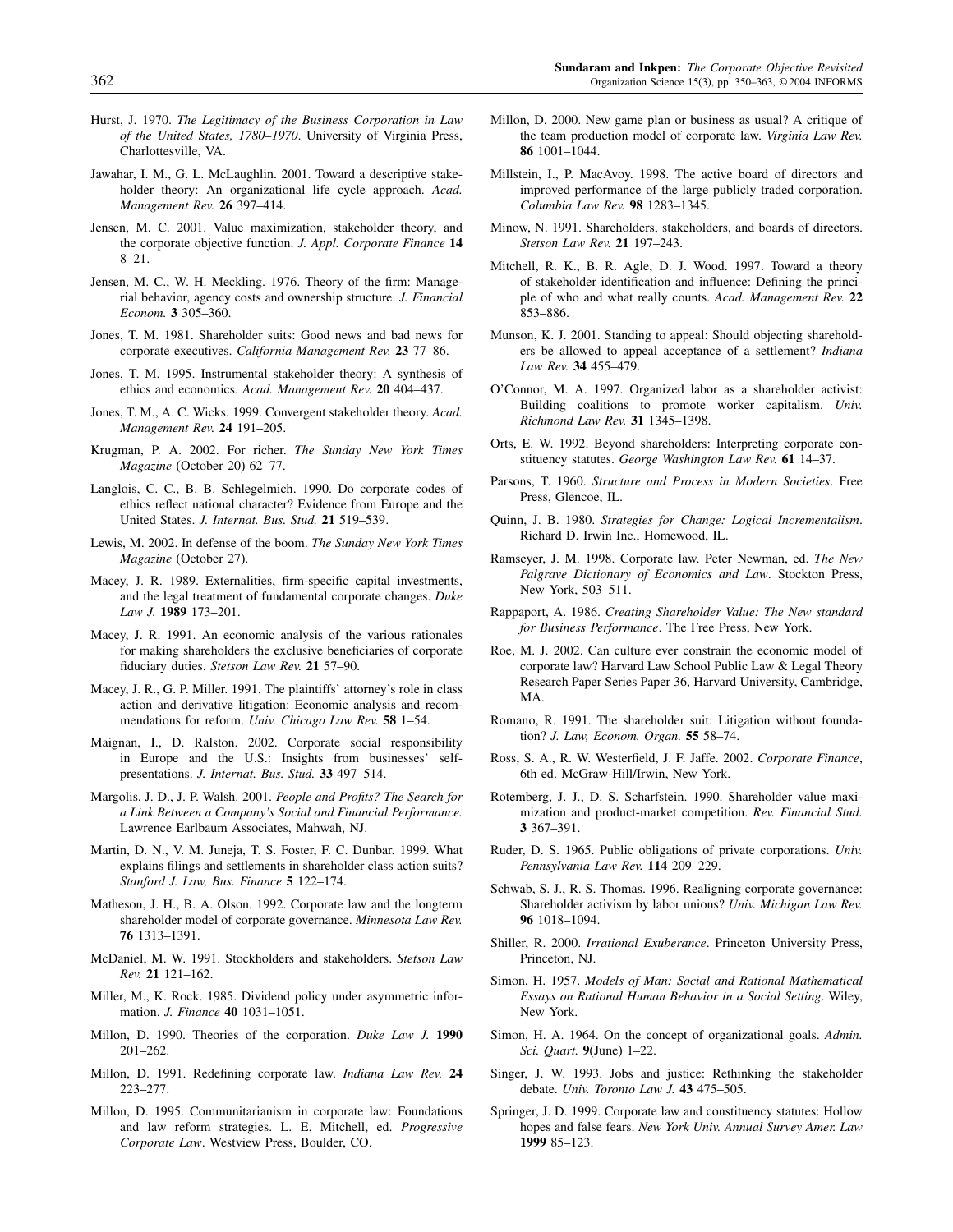Hurst, J. 1970. *The Legitimacy of the Business Corporation in Law of the United States, 1780–1970*. University of Virginia Press, Charlottesville, VA.

Jawahar, I. M., G. L. McLaughlin. 2001. Toward a descriptive stakeholder theory: An organizational life cycle approach. *Acad. Management Rev.* **26** 397–414.

Jensen, M. C. 2001. Value maximization, stakeholder theory, and the corporate objective function. *J. Appl. Corporate Finance* **14** 8–21.

Jensen, M. C., W. H. Meckling. 1976. Theory of the firm: Managerial behavior, agency costs and ownership structure. *J. Financial Econom.* **3** 305–360.

Jones, T. M. 1981. Shareholder suits: Good news and bad news for corporate executives. *California Management Rev.* **23** 77–86.

Jones, T. M. 1995. Instrumental stakeholder theory: A synthesis of ethics and economics. *Acad. Management Rev.* **20** 404–437.

Jones, T. M., A. C. Wicks. 1999. Convergent stakeholder theory. *Acad. Management Rev.* **24** 191–205.

Krugman, P. A. 2002. For richer. *The Sunday New York Times Magazine* (October 20) 62–77.

Langlois, C. C., B. B. Schlegelmich. 1990. Do corporate codes of ethics reflect national character? Evidence from Europe and the United States. *J. Internat. Bus. Stud.* **21** 519–539.

Lewis, M. 2002. In defense of the boom. *The Sunday New York Times Magazine* (October 27).

Macey, J. R. 1989. Externalities, firm-specific capital investments, and the legal treatment of fundamental corporate changes. *Duke Law J.* **1989** 173–201.

Macey, J. R. 1991. An economic analysis of the various rationales for making shareholders the exclusive beneficiaries of corporate fiduciary duties. *Stetson Law Rev.* **21** 57–90.

Macey, J. R., G. P. Miller. 1991. The plaintiffs' attorney's role in class action and derivative litigation: Economic analysis and recommendations for reform. *Univ. Chicago Law Rev.* **58** 1–54.

Maignan, I., D. Ralston. 2002. Corporate social responsibility in Europe and the U.S.: Insights from businesses' self-presentations. *J. Internat. Bus. Stud.* **33** 497–514.

Margolis, J. D., J. P. Walsh. 2001. *People and Profits? The Search for a Link Between a Company's Social and Financial Performance.* Lawrence Earlbaum Associates, Mahwah, NJ.

Martin, D. N., V. M. Juneja, T. S. Foster, F. C. Dunbar. 1999. What explains filings and settlements in shareholder class action suits? *Stanford J. Law, Bus. Finance* **5** 122–174.

Matheson, J. H., B. A. Olson. 1992. Corporate law and the longterm shareholder model of corporate governance. *Minnesota Law Rev.* **76** 1313–1391.

McDaniel, M. W. 1991. Stockholders and stakeholders. *Stetson Law Rev.* **21** 121–162.

Miller, M., K. Rock. 1985. Dividend policy under asymmetric information. *J. Finance* **40** 1031–1051.

Millon, D. 1990. Theories of the corporation. *Duke Law J.* **1990** 201–262.

Millon, D. 1991. Redefining corporate law. *Indiana Law Rev.* **24** 223–277.

Millon, D. 1995. Communitarianism in corporate law: Foundations and law reform strategies. L. E. Mitchell, ed. *Progressive Corporate Law*. Westview Press, Boulder, CO.

Millon, D. 2000. New game plan or business as usual? A critique of the team production model of corporate law. *Virginia Law Rev.* **86** 1001–1044.

Millstein, I., P. MacAvoy. 1998. The active board of directors and improved performance of the large publicly traded corporation. *Columbia Law Rev.* **98** 1283–1345.

Minow, N. 1991. Shareholders, stakeholders, and boards of directors. *Stetson Law Rev.* **21** 197–243.

Mitchell, R. K., B. R. Agle, D. J. Wood. 1997. Toward a theory of stakeholder identification and influence: Defining the principle of who and what really counts. *Acad. Management Rev.* **22** 853–886.

Munson, K. J. 2001. Standing to appeal: Should objecting shareholders be allowed to appeal acceptance of a settlement? *Indiana Law Rev.* **34** 455–479.

O'Connor, M. A. 1997. Organized labor as a shareholder activist: Building coalitions to promote worker capitalism. *Univ. Richmond Law Rev.* **31** 1345–1398.

Orts, E. W. 1992. Beyond shareholders: Interpreting corporate constituency statutes. *George Washington Law Rev.* **61** 14–37.

Parsons, T. 1960. *Structure and Process in Modern Societies*. Free Press, Glencoe, IL.

Quinn, J. B. 1980. *Strategies for Change: Logical Incrementalism*. Richard D. Irwin Inc., Homewood, IL.

Ramseyer, J. M. 1998. Corporate law. Peter Newman, ed. *The New Palgrave Dictionary of Economics and Law*. Stockton Press, New York, 503–511.

Rappaport, A. 1986. *Creating Shareholder Value: The New standard for Business Performance*. The Free Press, New York.

Roe, M. J. 2002. Can culture ever constrain the economic model of corporate law? Harvard Law School Public Law & Legal Theory Research Paper Series Paper 36, Harvard University, Cambridge, MA.

Romano, R. 1991. The shareholder suit: Litigation without foundation? *J. Law, Econom. Organ.* **55** 58–74.

Ross, S. A., R. W. Westerfield, J. F. Jaffe. 2002. *Corporate Finance*, 6th ed. McGraw-Hill/Irwin, New York.

Rotemberg, J. J., D. S. Scharfstein. 1990. Shareholder value maximization and product-market competition. *Rev. Financial Stud.* **3** 367–391.

Ruder, D. S. 1965. Public obligations of private corporations. *Univ. Pennsylvania Law Rev.* **114** 209–229.

Schwab, S. J., R. S. Thomas. 1996. Realigning corporate governance: Shareholder activism by labor unions? *Univ. Michigan Law Rev.* **96** 1018–1094.

Shiller, R. 2000. *Irrational Exuberance*. Princeton University Press, Princeton, NJ.

Simon, H. 1957. *Models of Man: Social and Rational Mathematical Essays on Rational Human Behavior in a Social Setting*. Wiley, New York.

Simon, H. A. 1964. On the concept of organizational goals. *Admin. Sci. Quart.* **9**(June) 1–22.

Singer, J. W. 1993. Jobs and justice: Rethinking the stakeholder debate. *Univ. Toronto Law J.* **43** 475–505.

Springer, J. D. 1999. Corporate law and constituency statutes: Hollow hopes and false fears. *New York Univ. Annual Survey Amer. Law* **1999** 85–123.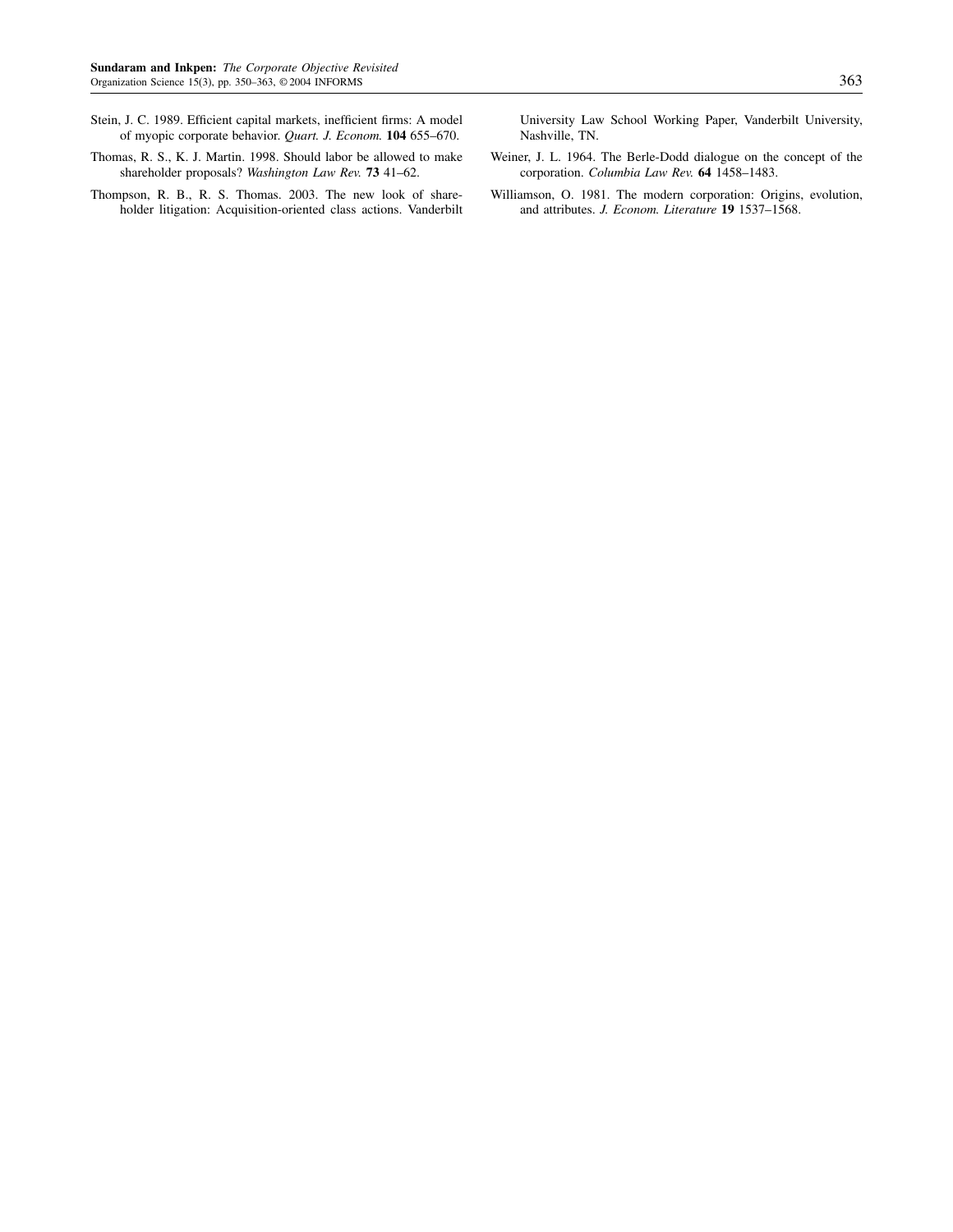Stein, J. C. 1989. Efficient capital markets, inefficient firms: A model of myopic corporate behavior. *Quart. J. Econom.* **104** 655–670.

Thomas, R. S., K. J. Martin. 1998. Should labor be allowed to make shareholder proposals? *Washington Law Rev.* **73** 41–62.

Thompson, R. B., R. S. Thomas. 2003. The new look of shareholder litigation: Acquisition-oriented class actions. Vanderbilt University Law School Working Paper, Vanderbilt University, Nashville, TN.

Weiner, J. L. 1964. The Berle-Dodd dialogue on the concept of the corporation. *Columbia Law Rev.* **64** 1458–1483.

Williamson, O. 1981. The modern corporation: Origins, evolution, and attributes. *J. Econom. Literature* **19** 1537–1568.